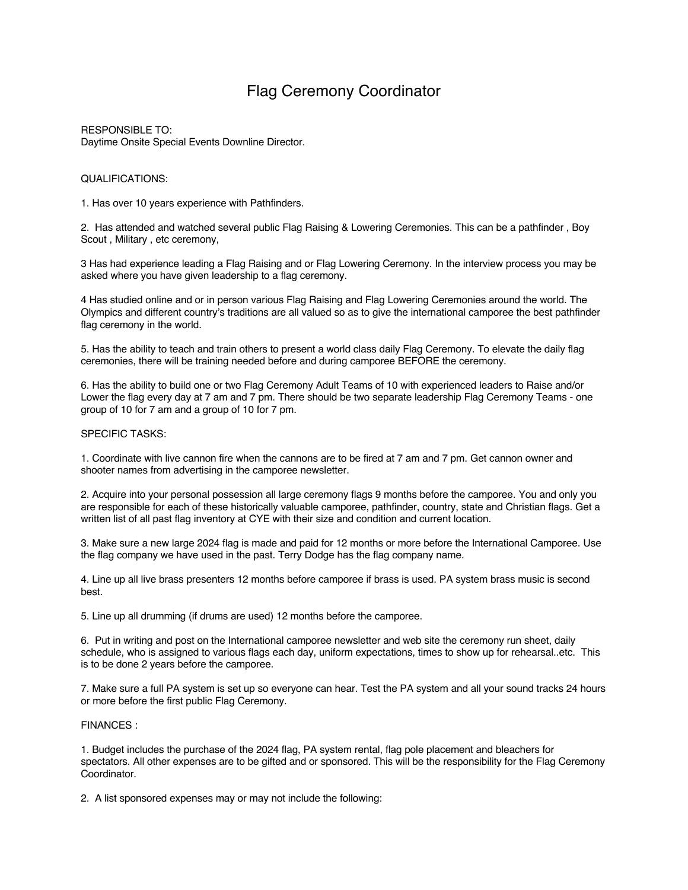# Flag Ceremony Coordinator

RESPONSIBLE TO:
Daytime Onsite Special Events Downline Director.

QUALIFICATIONS:

1. Has over 10 years experience with Pathfinders.

2. Has attended and watched several public Flag Raising & Lowering Ceremonies. This can be a pathfinder , Boy Scout , Military , etc ceremony,

3 Has had experience leading a Flag Raising and or Flag Lowering Ceremony. In the interview process you may be asked where you have given leadership to a flag ceremony.

4 Has studied online and or in person various Flag Raising and Flag Lowering Ceremonies around the world. The Olympics and different country's traditions are all valued so as to give the international camporee the best pathfinder flag ceremony in the world.

5. Has the ability to teach and train others to present a world class daily Flag Ceremony. To elevate the daily flag ceremonies, there will be training needed before and during camporee BEFORE the ceremony.

6. Has the ability to build one or two Flag Ceremony Adult Teams of 10 with experienced leaders to Raise and/or Lower the flag every day at 7 am and 7 pm. There should be two separate leadership Flag Ceremony Teams - one group of 10 for 7 am and a group of 10 for 7 pm.

SPECIFIC TASKS:

1. Coordinate with live cannon fire when the cannons are to be fired at 7 am and 7 pm. Get cannon owner and shooter names from advertising in the camporee newsletter.

2. Acquire into your personal possession all large ceremony flags 9 months before the camporee. You and only you are responsible for each of these historically valuable camporee, pathfinder, country, state and Christian flags. Get a written list of all past flag inventory at CYE with their size and condition and current location.

3. Make sure a new large 2024 flag is made and paid for 12 months or more before the International Camporee. Use the flag company we have used in the past. Terry Dodge has the flag company name.

4. Line up all live brass presenters 12 months before camporee if brass is used. PA system brass music is second best.

5. Line up all drumming (if drums are used) 12 months before the camporee.

6. Put in writing and post on the International camporee newsletter and web site the ceremony run sheet, daily schedule, who is assigned to various flags each day, uniform expectations, times to show up for rehearsal..etc. This is to be done 2 years before the camporee.

7. Make sure a full PA system is set up so everyone can hear. Test the PA system and all your sound tracks 24 hours or more before the first public Flag Ceremony.

FINANCES :

1. Budget includes the purchase of the 2024 flag, PA system rental, flag pole placement and bleachers for spectators. All other expenses are to be gifted and or sponsored. This will be the responsibility for the Flag Ceremony Coordinator.

2. A list sponsored expenses may or may not include the following: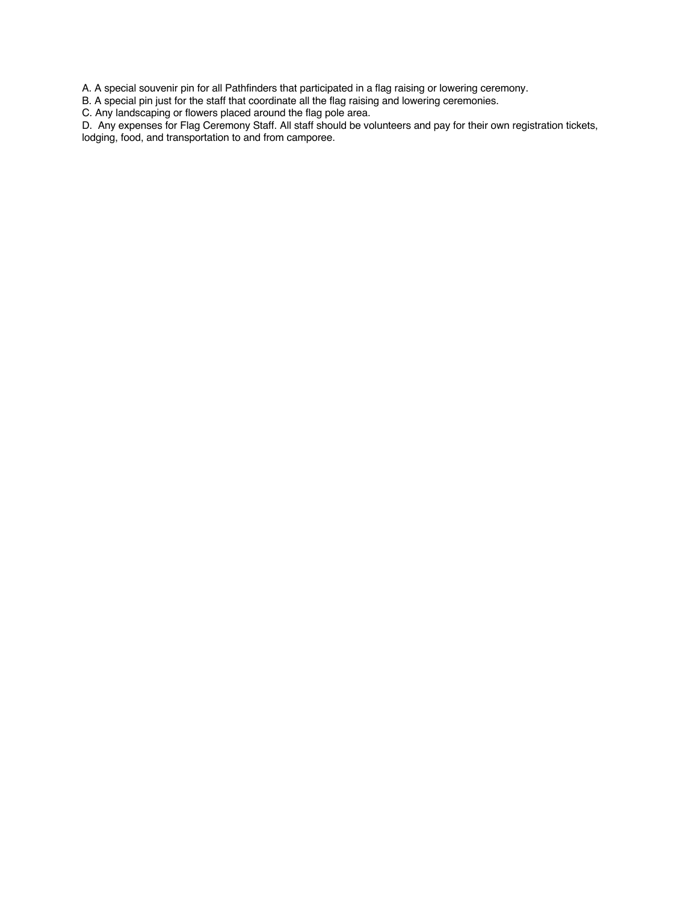A. A special souvenir pin for all Pathfinders that participated in a flag raising or lowering ceremony.
B. A special pin just for the staff that coordinate all the flag raising and lowering ceremonies.
C. Any landscaping or flowers placed around the flag pole area.
D. Any expenses for Flag Ceremony Staff. All staff should be volunteers and pay for their own registration tickets, lodging, food, and transportation to and from camporee.